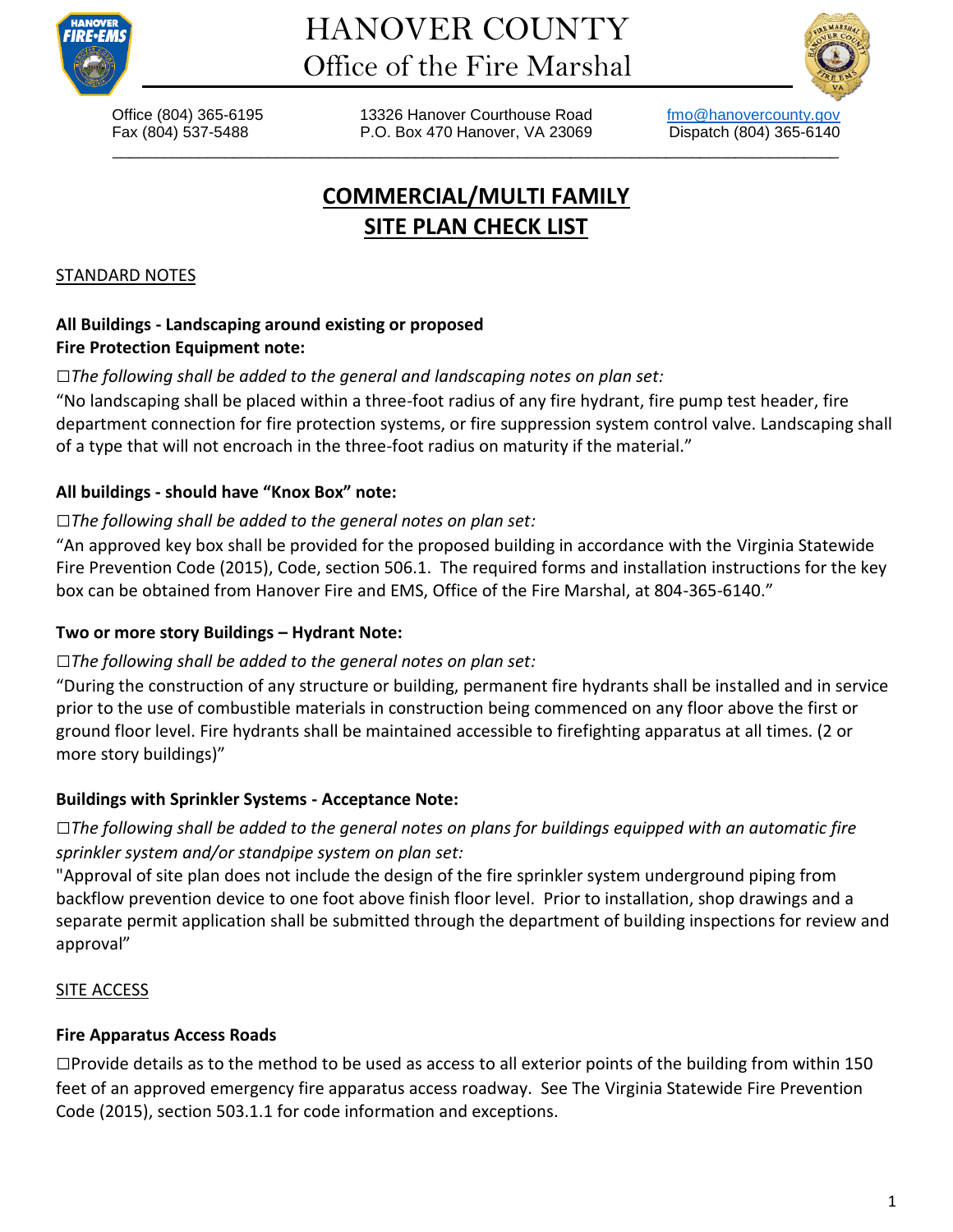# HANOVER COUNTY
## Office of the Fire Marshal

Office (804) 365-6195
Fax (804) 537-5488

13326 Hanover Courthouse Road
P.O. Box 470 Hanover, VA 23069

fmo@hanovercounty.gov
Dispatch (804) 365-6140

---

# COMMERCIAL/MULTI FAMILY SITE PLAN CHECK LIST

## STANDARD NOTES

**All Buildings - Landscaping around existing or proposed Fire Protection Equipment note:**

☐*The following shall be added to the general and landscaping notes on plan set:*

"No landscaping shall be placed within a three-foot radius of any fire hydrant, fire pump test header, fire department connection for fire protection systems, or fire suppression system control valve. Landscaping shall of a type that will not encroach in the three-foot radius on maturity if the material."

**All buildings - should have "Knox Box" note:**

☐*The following shall be added to the general notes on plan set:*

"An approved key box shall be provided for the proposed building in accordance with the Virginia Statewide Fire Prevention Code (2015), Code, section 506.1. The required forms and installation instructions for the key box can be obtained from Hanover Fire and EMS, Office of the Fire Marshal, at 804-365-6140."

**Two or more story Buildings – Hydrant Note:**

☐*The following shall be added to the general notes on plan set:*

"During the construction of any structure or building, permanent fire hydrants shall be installed and in service prior to the use of combustible materials in construction being commenced on any floor above the first or ground floor level. Fire hydrants shall be maintained accessible to firefighting apparatus at all times. (2 or more story buildings)"

**Buildings with Sprinkler Systems - Acceptance Note:**

☐*The following shall be added to the general notes on plans for buildings equipped with an automatic fire sprinkler system and/or standpipe system on plan set:*

"Approval of site plan does not include the design of the fire sprinkler system underground piping from backflow prevention device to one foot above finish floor level. Prior to installation, shop drawings and a separate permit application shall be submitted through the department of building inspections for review and approval"

## SITE ACCESS

**Fire Apparatus Access Roads**

☐Provide details as to the method to be used as access to all exterior points of the building from within 150 feet of an approved emergency fire apparatus access roadway. See The Virginia Statewide Fire Prevention Code (2015), section 503.1.1 for code information and exceptions.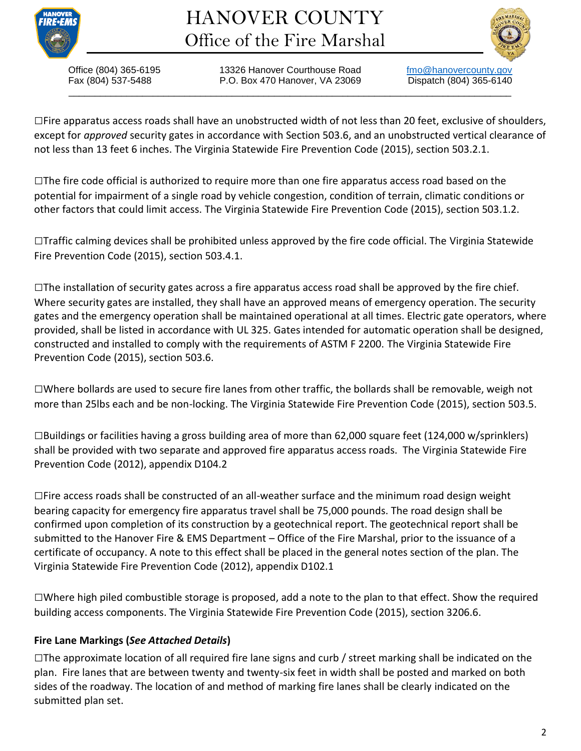☐Fire apparatus access roads shall have an unobstructed width of not less than 20 feet, exclusive of shoulders, except for *approved* security gates in accordance with Section 503.6, and an unobstructed vertical clearance of not less than 13 feet 6 inches. The Virginia Statewide Fire Prevention Code (2015), section 503.2.1.

☐The fire code official is authorized to require more than one fire apparatus access road based on the potential for impairment of a single road by vehicle congestion, condition of terrain, climatic conditions or other factors that could limit access. The Virginia Statewide Fire Prevention Code (2015), section 503.1.2.

☐Traffic calming devices shall be prohibited unless approved by the fire code official. The Virginia Statewide Fire Prevention Code (2015), section 503.4.1.

☐The installation of security gates across a fire apparatus access road shall be approved by the fire chief. Where security gates are installed, they shall have an approved means of emergency operation. The security gates and the emergency operation shall be maintained operational at all times. Electric gate operators, where provided, shall be listed in accordance with UL 325. Gates intended for automatic operation shall be designed, constructed and installed to comply with the requirements of ASTM F 2200. The Virginia Statewide Fire Prevention Code (2015), section 503.6.

☐Where bollards are used to secure fire lanes from other traffic, the bollards shall be removable, weigh not more than 25lbs each and be non-locking. The Virginia Statewide Fire Prevention Code (2015), section 503.5.

☐Buildings or facilities having a gross building area of more than 62,000 square feet (124,000 w/sprinklers) shall be provided with two separate and approved fire apparatus access roads. The Virginia Statewide Fire Prevention Code (2012), appendix D104.2

☐Fire access roads shall be constructed of an all-weather surface and the minimum road design weight bearing capacity for emergency fire apparatus travel shall be 75,000 pounds. The road design shall be confirmed upon completion of its construction by a geotechnical report. The geotechnical report shall be submitted to the Hanover Fire & EMS Department – Office of the Fire Marshal, prior to the issuance of a certificate of occupancy. A note to this effect shall be placed in the general notes section of the plan. The Virginia Statewide Fire Prevention Code (2012), appendix D102.1

☐Where high piled combustible storage is proposed, add a note to the plan to that effect. Show the required building access components. The Virginia Statewide Fire Prevention Code (2015), section 3206.6.

**Fire Lane Markings (*See Attached Details*)**

☐The approximate location of all required fire lane signs and curb / street marking shall be indicated on the plan. Fire lanes that are between twenty and twenty-six feet in width shall be posted and marked on both sides of the roadway. The location of and method of marking fire lanes shall be clearly indicated on the submitted plan set.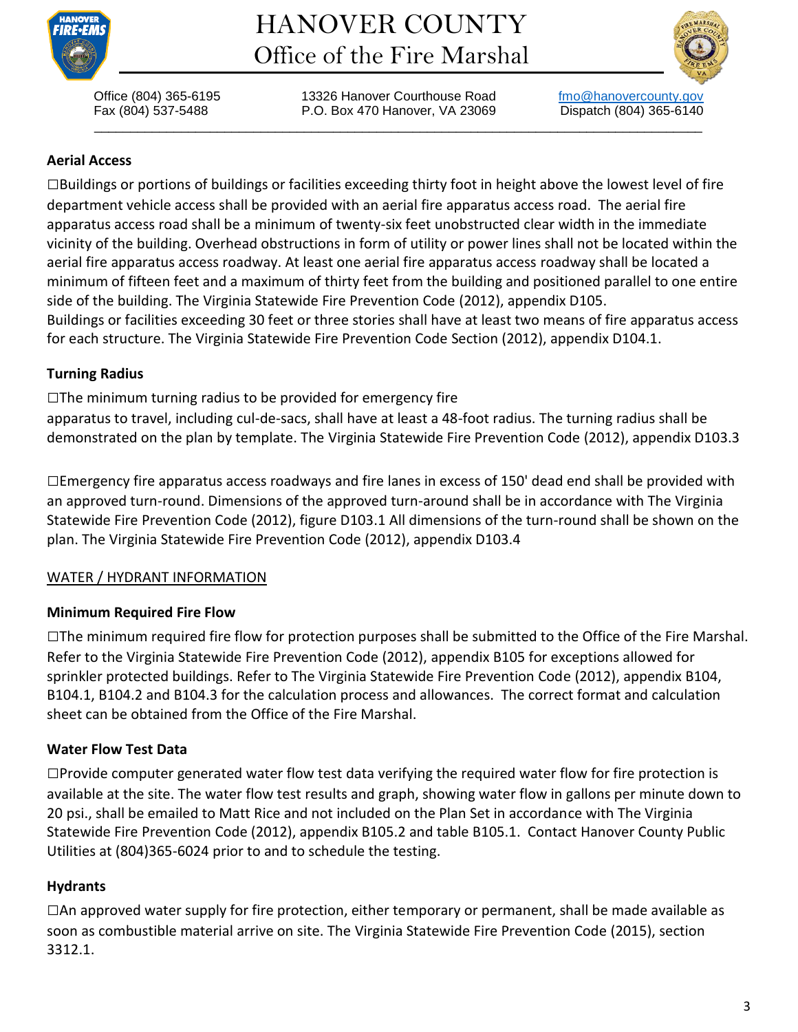**Aerial Access**

☐Buildings or portions of buildings or facilities exceeding thirty foot in height above the lowest level of fire department vehicle access shall be provided with an aerial fire apparatus access road. The aerial fire apparatus access road shall be a minimum of twenty-six feet unobstructed clear width in the immediate vicinity of the building. Overhead obstructions in form of utility or power lines shall not be located within the aerial fire apparatus access roadway. At least one aerial fire apparatus access roadway shall be located a minimum of fifteen feet and a maximum of thirty feet from the building and positioned parallel to one entire side of the building. The Virginia Statewide Fire Prevention Code (2012), appendix D105.
Buildings or facilities exceeding 30 feet or three stories shall have at least two means of fire apparatus access for each structure. The Virginia Statewide Fire Prevention Code Section (2012), appendix D104.1.

**Turning Radius**

☐The minimum turning radius to be provided for emergency fire
apparatus to travel, including cul-de-sacs, shall have at least a 48-foot radius. The turning radius shall be demonstrated on the plan by template. The Virginia Statewide Fire Prevention Code (2012), appendix D103.3

☐Emergency fire apparatus access roadways and fire lanes in excess of 150' dead end shall be provided with an approved turn-round. Dimensions of the approved turn-around shall be in accordance with The Virginia Statewide Fire Prevention Code (2012), figure D103.1 All dimensions of the turn-round shall be shown on the plan. The Virginia Statewide Fire Prevention Code (2012), appendix D103.4

## WATER / HYDRANT INFORMATION

**Minimum Required Fire Flow**

☐The minimum required fire flow for protection purposes shall be submitted to the Office of the Fire Marshal. Refer to the Virginia Statewide Fire Prevention Code (2012), appendix B105 for exceptions allowed for sprinkler protected buildings. Refer to The Virginia Statewide Fire Prevention Code (2012), appendix B104, B104.1, B104.2 and B104.3 for the calculation process and allowances. The correct format and calculation sheet can be obtained from the Office of the Fire Marshal.

**Water Flow Test Data**

☐Provide computer generated water flow test data verifying the required water flow for fire protection is available at the site. The water flow test results and graph, showing water flow in gallons per minute down to 20 psi., shall be emailed to Matt Rice and not included on the Plan Set in accordance with The Virginia Statewide Fire Prevention Code (2012), appendix B105.2 and table B105.1. Contact Hanover County Public Utilities at (804)365-6024 prior to and to schedule the testing.

**Hydrants**

☐An approved water supply for fire protection, either temporary or permanent, shall be made available as soon as combustible material arrive on site. The Virginia Statewide Fire Prevention Code (2015), section 3312.1.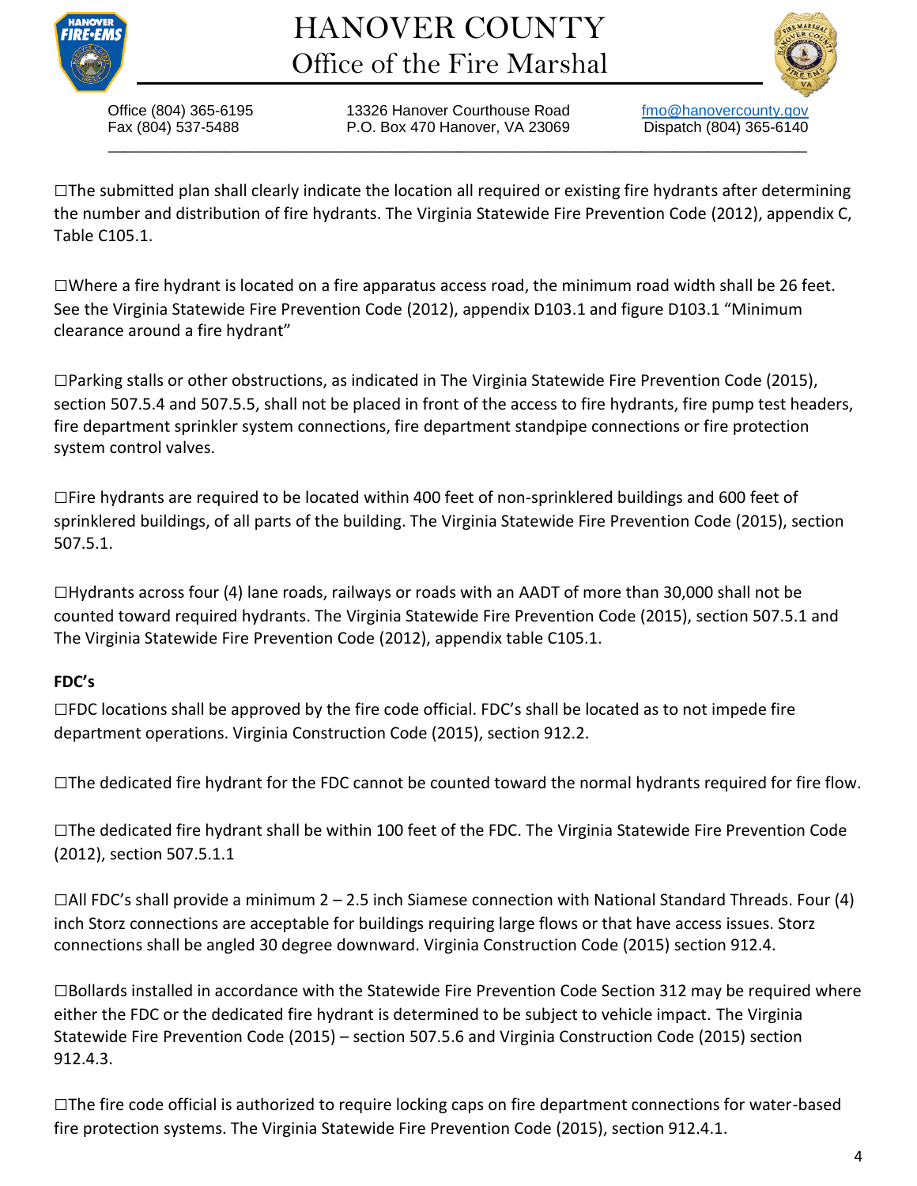☐The submitted plan shall clearly indicate the location all required or existing fire hydrants after determining the number and distribution of fire hydrants. The Virginia Statewide Fire Prevention Code (2012), appendix C, Table C105.1.

☐Where a fire hydrant is located on a fire apparatus access road, the minimum road width shall be 26 feet. See the Virginia Statewide Fire Prevention Code (2012), appendix D103.1 and figure D103.1 "Minimum clearance around a fire hydrant"

☐Parking stalls or other obstructions, as indicated in The Virginia Statewide Fire Prevention Code (2015), section 507.5.4 and 507.5.5, shall not be placed in front of the access to fire hydrants, fire pump test headers, fire department sprinkler system connections, fire department standpipe connections or fire protection system control valves.

☐Fire hydrants are required to be located within 400 feet of non-sprinklered buildings and 600 feet of sprinklered buildings, of all parts of the building. The Virginia Statewide Fire Prevention Code (2015), section 507.5.1.

☐Hydrants across four (4) lane roads, railways or roads with an AADT of more than 30,000 shall not be counted toward required hydrants. The Virginia Statewide Fire Prevention Code (2015), section 507.5.1 and The Virginia Statewide Fire Prevention Code (2012), appendix table C105.1.

**FDC's**

☐FDC locations shall be approved by the fire code official. FDC's shall be located as to not impede fire department operations. Virginia Construction Code (2015), section 912.2.

☐The dedicated fire hydrant for the FDC cannot be counted toward the normal hydrants required for fire flow.

☐The dedicated fire hydrant shall be within 100 feet of the FDC. The Virginia Statewide Fire Prevention Code (2012), section 507.5.1.1

☐All FDC's shall provide a minimum 2 – 2.5 inch Siamese connection with National Standard Threads. Four (4) inch Storz connections are acceptable for buildings requiring large flows or that have access issues. Storz connections shall be angled 30 degree downward. Virginia Construction Code (2015) section 912.4.

☐Bollards installed in accordance with the Statewide Fire Prevention Code Section 312 may be required where either the FDC or the dedicated fire hydrant is determined to be subject to vehicle impact. The Virginia Statewide Fire Prevention Code (2015) – section 507.5.6 and Virginia Construction Code (2015) section 912.4.3.

☐The fire code official is authorized to require locking caps on fire department connections for water-based fire protection systems. The Virginia Statewide Fire Prevention Code (2015), section 912.4.1.